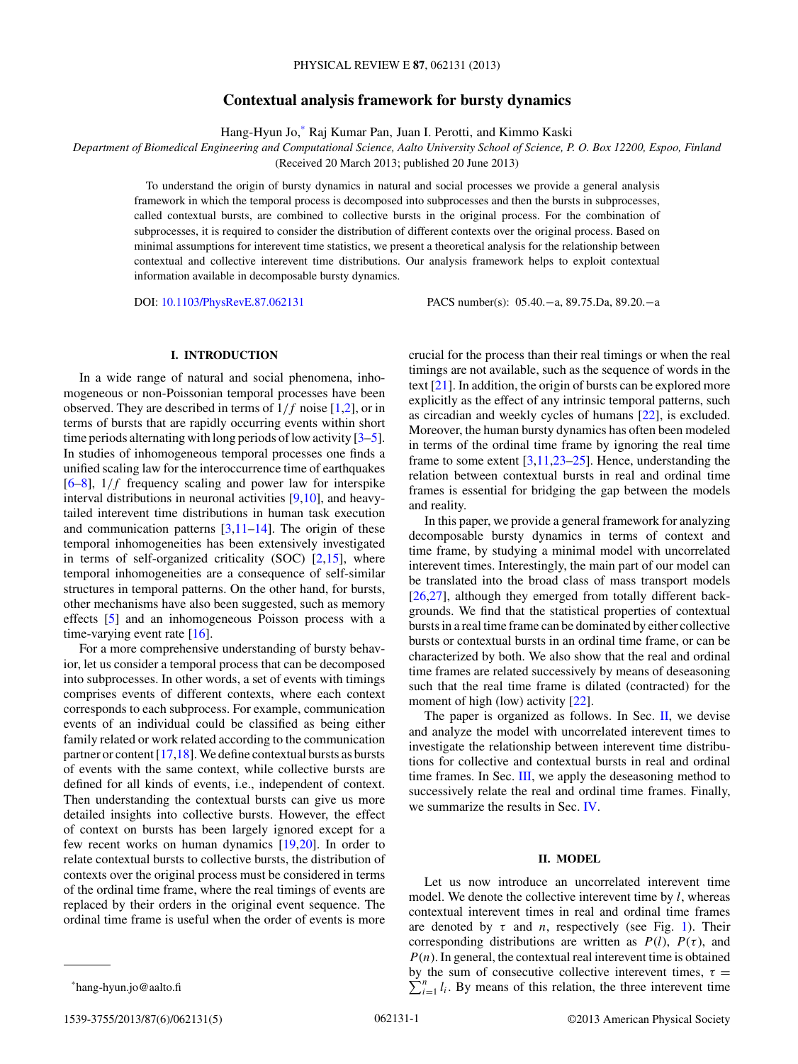# Contextual analysis framework for bursty dynamics

Hang-Hyun Jo,[*] Raj Kumar Pan, Juan I. Perotti, and Kimmo Kaski

*Department of Biomedical Engineering and Computational Science, Aalto University School of Science, P. O. Box 12200, Espoo, Finland*

(Received 20 March 2013; published 20 June 2013)

To understand the origin of bursty dynamics in natural and social processes we provide a general analysis framework in which the temporal process is decomposed into subprocesses and then the bursts in subprocesses, called contextual bursts, are combined to collective bursts in the original process. For the combination of subprocesses, it is required to consider the distribution of different contexts over the original process. Based on minimal assumptions for interevent time statistics, we present a theoretical analysis for the relationship between contextual and collective interevent time distributions. Our analysis framework helps to exploit contextual information available in decomposable bursty dynamics.

DOI: 10.1103/PhysRevE.87.062131 PACS number(s): 05.40.−a, 89.75.Da, 89.20.−a

## I. INTRODUCTION

In a wide range of natural and social phenomena, inhomogeneous or non-Poissonian temporal processes have been observed. They are described in terms of $1/f$ noise [1,2], or in terms of bursts that are rapidly occurring events within short time periods alternating with long periods of low activity [3–5]. In studies of inhomogeneous temporal processes one finds a unified scaling law for the interoccurrence time of earthquakes [6–8], $1/f$ frequency scaling and power law for interspike interval distributions in neuronal activities [9,10], and heavy-tailed interevent time distributions in human task execution and communication patterns [3,11–14]. The origin of these temporal inhomogeneities has been extensively investigated in terms of self-organized criticality (SOC) [2,15], where temporal inhomogeneities are a consequence of self-similar structures in temporal patterns. On the other hand, for bursts, other mechanisms have also been suggested, such as memory effects [5] and an inhomogeneous Poisson process with a time-varying event rate [16].

For a more comprehensive understanding of bursty behavior, let us consider a temporal process that can be decomposed into subprocesses. In other words, a set of events with timings comprises events of different contexts, where each context corresponds to each subprocess. For example, communication events of an individual could be classified as being either family related or work related according to the communication partner or content [17,18]. We define contextual bursts as bursts of events with the same context, while collective bursts are defined for all kinds of events, i.e., independent of context. Then understanding the contextual bursts can give us more detailed insights into collective bursts. However, the effect of context on bursts has been largely ignored except for a few recent works on human dynamics [19,20]. In order to relate contextual bursts to collective bursts, the distribution of contexts over the original process must be considered in terms of the ordinal time frame, where the real timings of events are replaced by their orders in the original event sequence. The ordinal time frame is useful when the order of events is more crucial for the process than their real timings or when the real timings are not available, such as the sequence of words in the text [21]. In addition, the origin of bursts can be explored more explicitly as the effect of any intrinsic temporal patterns, such as circadian and weekly cycles of humans [22], is excluded. Moreover, the human bursty dynamics has often been modeled in terms of the ordinal time frame by ignoring the real time frame to some extent [3,11,23–25]. Hence, understanding the relation between contextual bursts in real and ordinal time frames is essential for bridging the gap between the models and reality.

In this paper, we provide a general framework for analyzing decomposable bursty dynamics in terms of context and time frame, by studying a minimal model with uncorrelated interevent times. Interestingly, the main part of our model can be translated into the broad class of mass transport models [26,27], although they emerged from totally different backgrounds. We find that the statistical properties of contextual bursts in a real time frame can be dominated by either collective bursts or contextual bursts in an ordinal time frame, or can be characterized by both. We also show that the real and ordinal time frames are related successively by means of deseasoning such that the real time frame is dilated (contracted) for the moment of high (low) activity [22].

The paper is organized as follows. In Sec. II, we devise and analyze the model with uncorrelated interevent times to investigate the relationship between interevent time distributions for collective and contextual bursts in real and ordinal time frames. In Sec. III, we apply the deseasoning method to successively relate the real and ordinal time frames. Finally, we summarize the results in Sec. IV.

## II. MODEL

Let us now introduce an uncorrelated interevent time model. We denote the collective interevent time by $l$, whereas contextual interevent times in real and ordinal time frames are denoted by $\tau$ and $n$, respectively (see Fig. 1). Their corresponding distributions are written as $P(l)$, $P(\tau)$, and $P(n)$. In general, the contextual real interevent time is obtained by the sum of consecutive collective interevent times, $\tau = \sum_{i=1}^{n} l_i$. By means of this relation, the three interevent time

[*] hang-hyun.jo@aalto.fi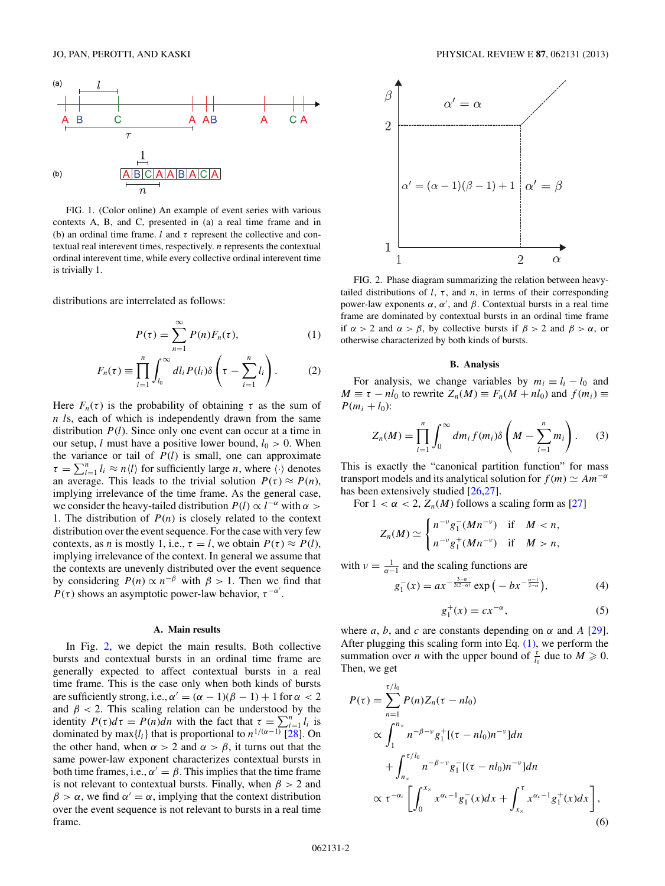FIG. 1. (Color online) An example of event series with various contexts A, B, and C, presented in (a) a real time frame and in (b) an ordinal time frame. $l$ and $\tau$ represent the collective and contextual real interevent times, respectively. $n$ represents the contextual ordinal interevent time, while every collective ordinal interevent time is trivially 1.

distributions are interrelated as follows:

$$P(\tau) = \sum_{n=1}^{\infty} P(n) F_n(\tau), \tag{1}$$

$$F_n(\tau) \equiv \prod_{i=1}^{n} \int_{l_0}^{\infty} dl_i P(l_i) \delta\left(\tau - \sum_{i=1}^{n} l_i\right). \tag{2}$$

Here $F_n(\tau)$ is the probability of obtaining $\tau$ as the sum of $n$ $l$s, each of which is independently drawn from the same distribution $P(l)$. Since only one event can occur at a time in our setup, $l$ must have a positive lower bound, $l_0 > 0$. When the variance or tail of $P(l)$ is small, one can approximate $\tau = \sum_{i=1}^{n} l_i \approx n\langle l \rangle$ for sufficiently large $n$, where $\langle \cdot \rangle$ denotes an average. This leads to the trivial solution $P(\tau) \approx P(n)$, implying irrelevance of the time frame. As the general case, we consider the heavy-tailed distribution $P(l) \propto l^{-\alpha}$ with $\alpha > 1$. The distribution of $P(n)$ is closely related to the context distribution over the event sequence. For the case with very few contexts, as $n$ is mostly 1, i.e., $\tau = l$, we obtain $P(\tau) \approx P(l)$, implying irrelevance of the context. In general we assume that the contexts are unevenly distributed over the event sequence by considering $P(n) \propto n^{-\beta}$ with $\beta > 1$. Then we find that $P(\tau)$ shows an asymptotic power-law behavior, $\tau^{-\alpha'}$.

### A. Main results

In Fig. 2, we depict the main results. Both collective bursts and contextual bursts in an ordinal time frame are generally expected to affect contextual bursts in a real time frame. This is the case only when both kinds of bursts are sufficiently strong, i.e., $\alpha' = (\alpha - 1)(\beta - 1) + 1$ for $\alpha < 2$ and $\beta < 2$. This scaling relation can be understood by the identity $P(\tau)d\tau = P(n)dn$ with the fact that $\tau = \sum_{i=1}^{n} l_i$ is dominated by $\max\{l_i\}$ that is proportional to $n^{1/(\alpha-1)}$ [28]. On the other hand, when $\alpha > 2$ and $\alpha > \beta$, it turns out that the same power-law exponent characterizes contextual bursts in both time frames, i.e., $\alpha' = \beta$. This implies that the time frame is not relevant to contextual bursts. Finally, when $\beta > 2$ and $\beta > \alpha$, we find $\alpha' = \alpha$, implying that the context distribution over the event sequence is not relevant to bursts in a real time frame.

FIG. 2. Phase diagram summarizing the relation between heavy-tailed distributions of $l$, $\tau$, and $n$, in terms of their corresponding power-law exponents $\alpha$, $\alpha'$, and $\beta$. Contextual bursts in a real time frame are dominated by contextual bursts in an ordinal time frame if $\alpha > 2$ and $\alpha > \beta$, by collective bursts if $\beta > 2$ and $\beta > \alpha$, or otherwise characterized by both kinds of bursts.

### B. Analysis

For analysis, we change variables by $m_i \equiv l_i - l_0$ and $M \equiv \tau - nl_0$ to rewrite $Z_n(M) \equiv F_n(M + nl_0)$ and $f(m_i) \equiv P(m_i + l_0)$:

$$Z_n(M) = \prod_{i=1}^{n} \int_{0}^{\infty} dm_i f(m_i) \delta\left(M - \sum_{i=1}^{n} m_i\right). \tag{3}$$

This is exactly the "canonical partition function" for mass transport models and its analytical solution for $f(m) \simeq Am^{-\alpha}$ has been extensively studied [26,27].

For $1 < \alpha < 2$, $Z_n(M)$ follows a scaling form as [27]

$$Z_n(M) \simeq \begin{cases} n^{-\nu} g_1^{-}(Mn^{-\nu}) & \text{if} \quad M < n, \\ n^{-\nu} g_1^{+}(Mn^{-\nu}) & \text{if} \quad M > n, \end{cases}$$

with $\nu = \frac{1}{\alpha - 1}$ and the scaling functions are

$$g_1^{-}(x) = ax^{-\frac{3-\alpha}{2(2-\alpha)}} \exp\left(-bx^{-\frac{\alpha-1}{2-\alpha}}\right), \tag{4}$$

$$g_1^{+}(x) = cx^{-\alpha}, \tag{5}$$

where $a$, $b$, and $c$ are constants depending on $\alpha$ and $A$ [29]. After plugging this scaling form into Eq. (1), we perform the summation over $n$ with the upper bound of $\frac{\tau}{l_0}$ due to $M \geqslant 0$. Then, we get

$$\begin{aligned} P(\tau) &= \sum_{n=1}^{\tau/l_0} P(n) Z_n(\tau - nl_0) \\ &\propto \int_{1}^{n_\times} n^{-\beta-\nu} g_1^{+}[(\tau - nl_0)n^{-\nu}]dn \\ &\quad + \int_{n_\times}^{\tau/l_0} n^{-\beta-\nu} g_1^{-}[(\tau - nl_0)n^{-\nu}]dn \\ &\propto \tau^{-\alpha_c}\left[\int_{0}^{x_\times} x^{\alpha_c - 1} g_1^{-}(x)dx + \int_{x_\times}^{\tau} x^{\alpha_c - 1} g_1^{+}(x)dx\right], \end{aligned} \tag{6}$$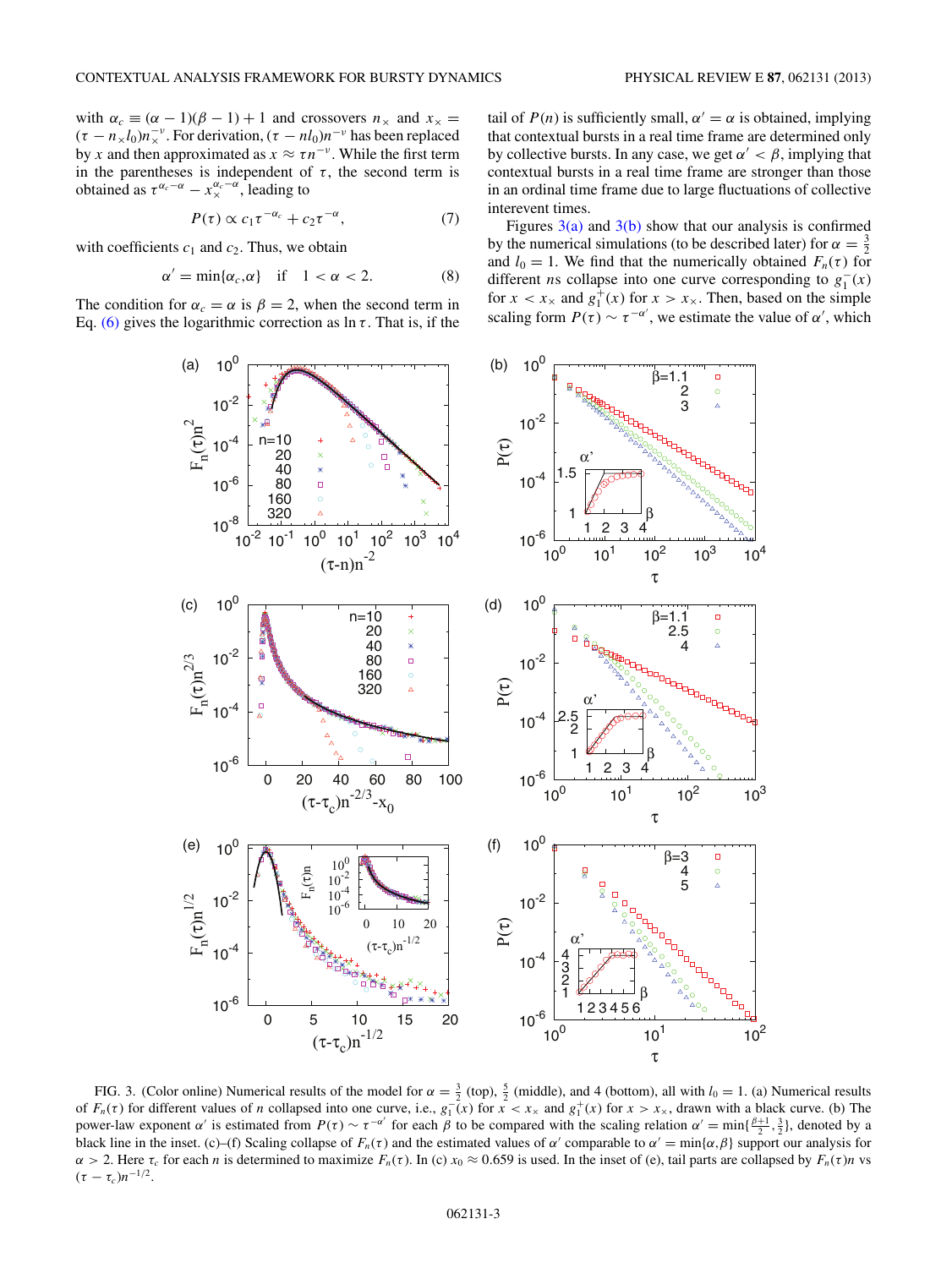with $\alpha_c \equiv (\alpha - 1)(\beta - 1) + 1$ and crossovers $n_\times$ and $x_\times = (\tau - n_\times l_0)n_\times^{-\nu}$. For derivation, $(\tau - nl_0)n^{-\nu}$ has been replaced by $x$ and then approximated as $x \approx \tau n^{-\nu}$. While the first term in the parentheses is independent of $\tau$, the second term is obtained as $\tau^{\alpha_c - \alpha} - x_\times^{\alpha_c - \alpha}$, leading to

$$P(\tau) \propto c_1 \tau^{-\alpha_c} + c_2 \tau^{-\alpha}, \tag{7}$$

with coefficients $c_1$ and $c_2$. Thus, we obtain

$$\alpha' = \min\{\alpha_c, \alpha\} \quad \text{if} \quad 1 < \alpha < 2. \tag{8}$$

The condition for $\alpha_c = \alpha$ is $\beta = 2$, when the second term in Eq. (6) gives the logarithmic correction as $\ln \tau$. That is, if the tail of $P(n)$ is sufficiently small, $\alpha' = \alpha$ is obtained, implying that contextual bursts in a real time frame are determined only by collective bursts. In any case, we get $\alpha' < \beta$, implying that contextual bursts in a real time frame are stronger than those in an ordinal time frame due to large fluctuations of collective interevent times.

Figures 3(a) and 3(b) show that our analysis is confirmed by the numerical simulations (to be described later) for $\alpha = \frac{3}{2}$ and $l_0 = 1$. We find that the numerically obtained $F_n(\tau)$ for different $n$s collapse into one curve corresponding to $g_1^-(x)$ for $x < x_\times$ and $g_1^+(x)$ for $x > x_\times$. Then, based on the simple scaling form $P(\tau) \sim \tau^{-\alpha'}$, we estimate the value of $\alpha'$, which

FIG. 3. (Color online) Numerical results of the model for $\alpha = \frac{3}{2}$ (top), $\frac{5}{2}$ (middle), and 4 (bottom), all with $l_0 = 1$. (a) Numerical results of $F_n(\tau)$ for different values of $n$ collapsed into one curve, i.e., $g_1^-(x)$ for $x < x_\times$ and $g_1^+(x)$ for $x > x_\times$, drawn with a black curve. (b) The power-law exponent $\alpha'$ is estimated from $P(\tau) \sim \tau^{-\alpha'}$ for each $\beta$ to be compared with the scaling relation $\alpha' = \min\{\frac{\beta+1}{2}, \frac{3}{2}\}$, denoted by a black line in the inset. (c)–(f) Scaling collapse of $F_n(\tau)$ and the estimated values of $\alpha'$ comparable to $\alpha' = \min\{\alpha, \beta\}$ support our analysis for $\alpha > 2$. Here $\tau_c$ for each $n$ is determined to maximize $F_n(\tau)$. In (c) $x_0 \approx 0.659$ is used. In the inset of (e), tail parts are collapsed by $F_n(\tau)n$ vs $(\tau - \tau_c)n^{-1/2}$.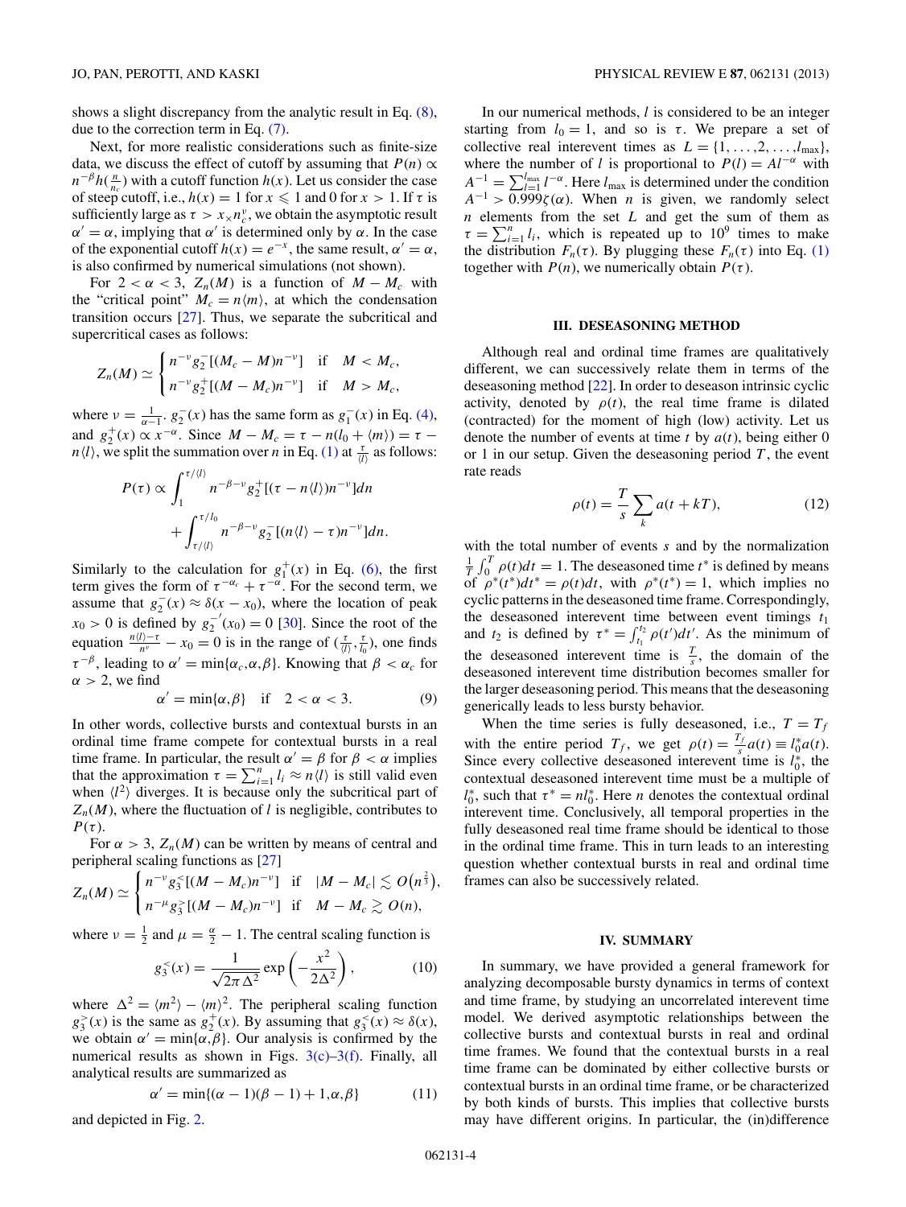shows a slight discrepancy from the analytic result in Eq. (8), due to the correction term in Eq. (7).

Next, for more realistic considerations such as finite-size data, we discuss the effect of cutoff by assuming that $P(n) \propto n^{-\beta} h(\frac{n}{n_c})$ with a cutoff function $h(x)$. Let us consider the case of steep cutoff, i.e., $h(x) = 1$ for $x \leqslant 1$ and 0 for $x > 1$. If $\tau$ is sufficiently large as $\tau > x_\times n_c^\nu$, we obtain the asymptotic result $\alpha' = \alpha$, implying that $\alpha'$ is determined only by $\alpha$. In the case of the exponential cutoff $h(x) = e^{-x}$, the same result, $\alpha' = \alpha$, is also confirmed by numerical simulations (not shown).

For $2 < \alpha < 3$, $Z_n(M)$ is a function of $M - M_c$ with the "critical point" $M_c = n\langle m\rangle$, at which the condensation transition occurs [27]. Thus, we separate the subcritical and supercritical cases as follows:

$$Z_n(M) \simeq \begin{cases} n^{-\nu} g_2^-[(M_c - M)n^{-\nu}] & \text{if} \quad M < M_c, \\ n^{-\nu} g_2^+[(M - M_c)n^{-\nu}] & \text{if} \quad M > M_c, \end{cases}$$

where $\nu = \frac{1}{\alpha - 1}$. $g_2^-(x)$ has the same form as $g_1^-(x)$ in Eq. (4), and $g_2^+(x) \propto x^{-\alpha}$. Since $M - M_c = \tau - n(l_0 + \langle m\rangle) = \tau - n\langle l\rangle$, we split the summation over $n$ in Eq. (1) at $\frac{\tau}{\langle l\rangle}$ as follows:

$$P(\tau) \propto \int_1^{\tau/\langle l\rangle} n^{-\beta-\nu} g_2^+[(\tau - n\langle l\rangle)n^{-\nu}]dn + \int_{\tau/\langle l\rangle}^{\tau/l_0} n^{-\beta-\nu} g_2^-[(n\langle l\rangle - \tau)n^{-\nu}]dn.$$

Similarly to the calculation for $g_1^+(x)$ in Eq. (6), the first term gives the form of $\tau^{-\alpha_c} + \tau^{-\alpha}$. For the second term, we assume that $g_2^-(x) \approx \delta(x - x_0)$, where the location of peak $x_0 > 0$ is defined by $g_2^{-'}(x_0) = 0$ [30]. Since the root of the equation $\frac{n\langle l\rangle - \tau}{n^\nu} - x_0 = 0$ is in the range of $(\frac{\tau}{\langle l\rangle}, \frac{\tau}{l_0})$, one finds $\tau^{-\beta}$, leading to $\alpha' = \min\{\alpha_c, \alpha, \beta\}$. Knowing that $\beta < \alpha_c$ for $\alpha > 2$, we find

$$\alpha' = \min\{\alpha, \beta\} \quad \text{if} \quad 2 < \alpha < 3. \tag{9}$$

In other words, collective bursts and contextual bursts in an ordinal time frame compete for contextual bursts in a real time frame. In particular, the result $\alpha' = \beta$ for $\beta < \alpha$ implies that the approximation $\tau = \sum_{i=1}^n l_i \approx n\langle l\rangle$ is still valid even when $\langle l^2\rangle$ diverges. It is because only the subcritical part of $Z_n(M)$, where the fluctuation of $l$ is negligible, contributes to $P(\tau)$.

For $\alpha > 3$, $Z_n(M)$ can be written by means of central and peripheral scaling functions as [27]

$$Z_n(M) \simeq \begin{cases} n^{-\nu} g_3^<[(M - M_c)n^{-\nu}] & \text{if} \quad |M - M_c| \lesssim O\left(n^{\frac{2}{3}}\right), \\ n^{-\mu} g_3^>[(M - M_c)n^{-\nu}] & \text{if} \quad M - M_c \gtrsim O(n), \end{cases}$$

where $\nu = \frac{1}{2}$ and $\mu = \frac{\alpha}{2} - 1$. The central scaling function is

$$g_3^<(x) = \frac{1}{\sqrt{2\pi\Delta^2}} \exp\left(-\frac{x^2}{2\Delta^2}\right), \tag{10}$$

where $\Delta^2 = \langle m^2\rangle - \langle m\rangle^2$. The peripheral scaling function $g_3^>(x)$ is the same as $g_2^+(x)$. By assuming that $g_3^<(x) \approx \delta(x)$, we obtain $\alpha' = \min\{\alpha, \beta\}$. Our analysis is confirmed by the numerical results as shown in Figs. 3(c)–3(f). Finally, all analytical results are summarized as

$$\alpha' = \min\{(\alpha - 1)(\beta - 1) + 1, \alpha, \beta\} \tag{11}$$

and depicted in Fig. 2.

In our numerical methods, $l$ is considered to be an integer starting from $l_0 = 1$, and so is $\tau$. We prepare a set of collective real interevent times as $L = \{1, \ldots, 2, \ldots, l_{\max}\}$, where the number of $l$ is proportional to $P(l) = Al^{-\alpha}$ with $A^{-1} = \sum_{l=1}^{l_{\max}} l^{-\alpha}$. Here $l_{\max}$ is determined under the condition $A^{-1} > 0.999\zeta(\alpha)$. When $n$ is given, we randomly select $n$ elements from the set $L$ and get the sum of them as $\tau = \sum_{i=1}^n l_i$, which is repeated up to $10^9$ times to make the distribution $F_n(\tau)$. By plugging these $F_n(\tau)$ into Eq. (1) together with $P(n)$, we numerically obtain $P(\tau)$.

## III. DESEASONING METHOD

Although real and ordinal time frames are qualitatively different, we can successively relate them in terms of the deseasoning method [22]. In order to deseason intrinsic cyclic activity, denoted by $\rho(t)$, the real time frame is dilated (contracted) for the moment of high (low) activity. Let us denote the number of events at time $t$ by $a(t)$, being either 0 or 1 in our setup. Given the deseasoning period $T$, the event rate reads

$$\rho(t) = \frac{T}{s} \sum_k a(t + kT), \tag{12}$$

with the total number of events $s$ and by the normalization $\frac{1}{T}\int_0^T \rho(t)dt = 1$. The deseasoned time $t^*$ is defined by means of $\rho^*(t^*)dt^* = \rho(t)dt$, with $\rho^*(t^*) = 1$, which implies no cyclic patterns in the deseasoned time frame. Correspondingly, the deseasoned interevent time between event timings $t_1$ and $t_2$ is defined by $\tau^* = \int_{t_1}^{t_2} \rho(t')dt'$. As the minimum of the deseasoned interevent time is $\frac{T}{s}$, the domain of the deseasoned interevent time distribution becomes smaller for the larger deseasoning period. This means that the deseasoning generically leads to less bursty behavior.

When the time series is fully deseasoned, i.e., $T = T_f$ with the entire period $T_f$, we get $\rho(t) = \frac{T_f}{s} a(t) \equiv l_0^* a(t)$. Since every collective deseasoned interevent time is $l_0^*$, the contextual deseasoned interevent time must be a multiple of $l_0^*$, such that $\tau^* = nl_0^*$. Here $n$ denotes the contextual ordinal interevent time. Conclusively, all temporal properties in the fully deseasoned real time frame should be identical to those in the ordinal time frame. This in turn leads to an interesting question whether contextual bursts in real and ordinal time frames can also be successively related.

## IV. SUMMARY

In summary, we have provided a general framework for analyzing decomposable bursty dynamics in terms of context and time frame, by studying an uncorrelated interevent time model. We derived asymptotic relationships between the collective bursts and contextual bursts in real and ordinal time frames. We found that the contextual bursts in a real time frame can be dominated by either collective bursts or contextual bursts in an ordinal time frame, or be characterized by both kinds of bursts. This implies that collective bursts may have different origins. In particular, the (in)difference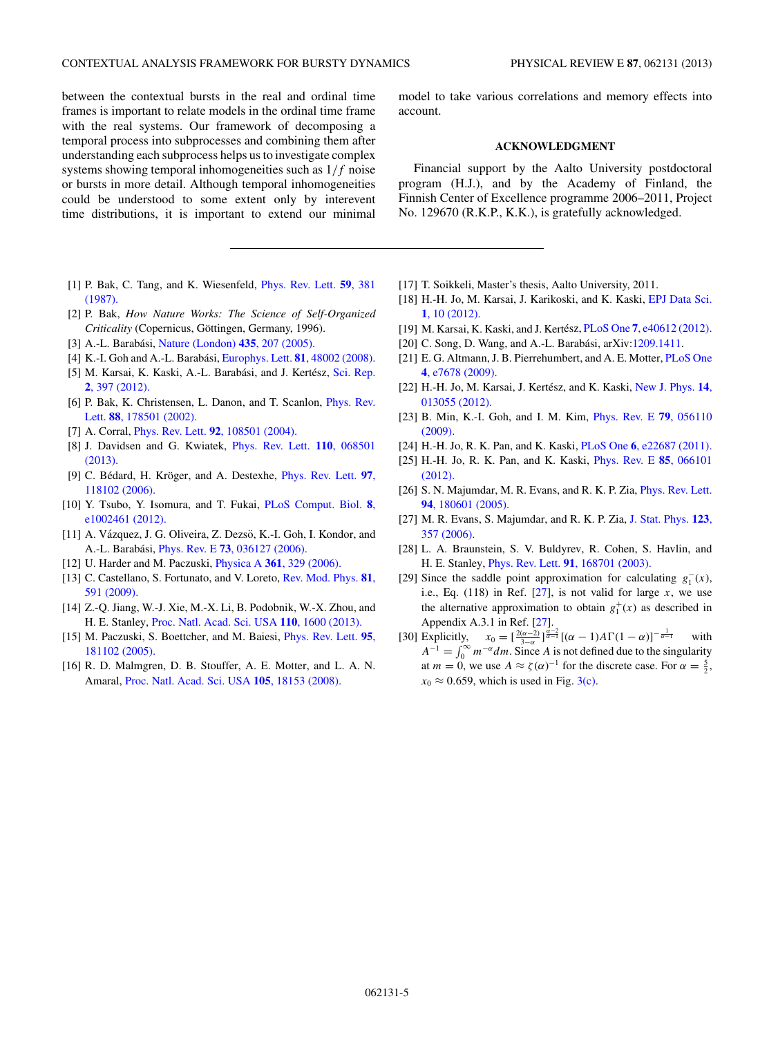between the contextual bursts in the real and ordinal time frames is important to relate models in the ordinal time frame with the real systems. Our framework of decomposing a temporal process into subprocesses and combining them after understanding each subprocess helps us to investigate complex systems showing temporal inhomogeneities such as $1/f$ noise or bursts in more detail. Although temporal inhomogeneities could be understood to some extent only by interevent time distributions, it is important to extend our minimal model to take various correlations and memory effects into account.

## ACKNOWLEDGMENT

Financial support by the Aalto University postdoctoral program (H.J.), and by the Academy of Finland, the Finnish Center of Excellence programme 2006–2011, Project No. 129670 (R.K.P., K.K.), is gratefully acknowledged.

---

[1] P. Bak, C. Tang, and K. Wiesenfeld, Phys. Rev. Lett. **59**, 381 (1987).

[2] P. Bak, *How Nature Works: The Science of Self-Organized Criticality* (Copernicus, Göttingen, Germany, 1996).

[3] A.-L. Barabási, Nature (London) **435**, 207 (2005).

[4] K.-I. Goh and A.-L. Barabási, Europhys. Lett. **81**, 48002 (2008).

[5] M. Karsai, K. Kaski, A.-L. Barabási, and J. Kertész, Sci. Rep. **2**, 397 (2012).

[6] P. Bak, K. Christensen, L. Danon, and T. Scanlon, Phys. Rev. Lett. **88**, 178501 (2002).

[7] A. Corral, Phys. Rev. Lett. **92**, 108501 (2004).

[8] J. Davidsen and G. Kwiatek, Phys. Rev. Lett. **110**, 068501 (2013).

[9] C. Bédard, H. Kröger, and A. Destexhe, Phys. Rev. Lett. **97**, 118102 (2006).

[10] Y. Tsubo, Y. Isomura, and T. Fukai, PLoS Comput. Biol. **8**, e1002461 (2012).

[11] A. Vázquez, J. G. Oliveira, Z. Dezsö, K.-I. Goh, I. Kondor, and A.-L. Barabási, Phys. Rev. E **73**, 036127 (2006).

[12] U. Harder and M. Paczuski, Physica A **361**, 329 (2006).

[13] C. Castellano, S. Fortunato, and V. Loreto, Rev. Mod. Phys. **81**, 591 (2009).

[14] Z.-Q. Jiang, W.-J. Xie, M.-X. Li, B. Podobnik, W.-X. Zhou, and H. E. Stanley, Proc. Natl. Acad. Sci. USA **110**, 1600 (2013).

[15] M. Paczuski, S. Boettcher, and M. Baiesi, Phys. Rev. Lett. **95**, 181102 (2005).

[16] R. D. Malmgren, D. B. Stouffer, A. E. Motter, and L. A. N. Amaral, Proc. Natl. Acad. Sci. USA **105**, 18153 (2008).

[17] T. Soikkeli, Master's thesis, Aalto University, 2011.

[18] H.-H. Jo, M. Karsai, J. Karikoski, and K. Kaski, EPJ Data Sci. **1**, 10 (2012).

[19] M. Karsai, K. Kaski, and J. Kertész, PLoS One **7**, e40612 (2012).

[20] C. Song, D. Wang, and A.-L. Barabási, arXiv:1209.1411.

[21] E. G. Altmann, J. B. Pierrehumbert, and A. E. Motter, PLoS One **4**, e7678 (2009).

[22] H.-H. Jo, M. Karsai, J. Kertész, and K. Kaski, New J. Phys. **14**, 013055 (2012).

[23] B. Min, K.-I. Goh, and I. M. Kim, Phys. Rev. E **79**, 056110 (2009).

[24] H.-H. Jo, R. K. Pan, and K. Kaski, PLoS One **6**, e22687 (2011).

[25] H.-H. Jo, R. K. Pan, and K. Kaski, Phys. Rev. E **85**, 066101 (2012).

[26] S. N. Majumdar, M. R. Evans, and R. K. P. Zia, Phys. Rev. Lett. **94**, 180601 (2005).

[27] M. R. Evans, S. Majumdar, and R. K. P. Zia, J. Stat. Phys. **123**, 357 (2006).

[28] L. A. Braunstein, S. V. Buldyrev, R. Cohen, S. Havlin, and H. E. Stanley, Phys. Rev. Lett. **91**, 168701 (2003).

[29] Since the saddle point approximation for calculating $g_1^-(x)$, i.e., Eq. (118) in Ref. [27], is not valid for large $x$, we use the alternative approximation to obtain $g_1^+(x)$ as described in Appendix A.3.1 in Ref. [27].

[30] Explicitly, $x_0 = [\frac{2(\alpha-2)}{3-\alpha}]^{\frac{\alpha-2}{\alpha-1}}[(\alpha-1)A\Gamma(1-\alpha)]^{-\frac{1}{\alpha-1}}$ with $A^{-1} = \int_0^\infty m^{-\alpha} dm$. Since $A$ is not defined due to the singularity at $m = 0$, we use $A \approx \zeta(\alpha)^{-1}$ for the discrete case. For $\alpha = \frac{5}{2}$, $x_0 \approx 0.659$, which is used in Fig. 3(c).